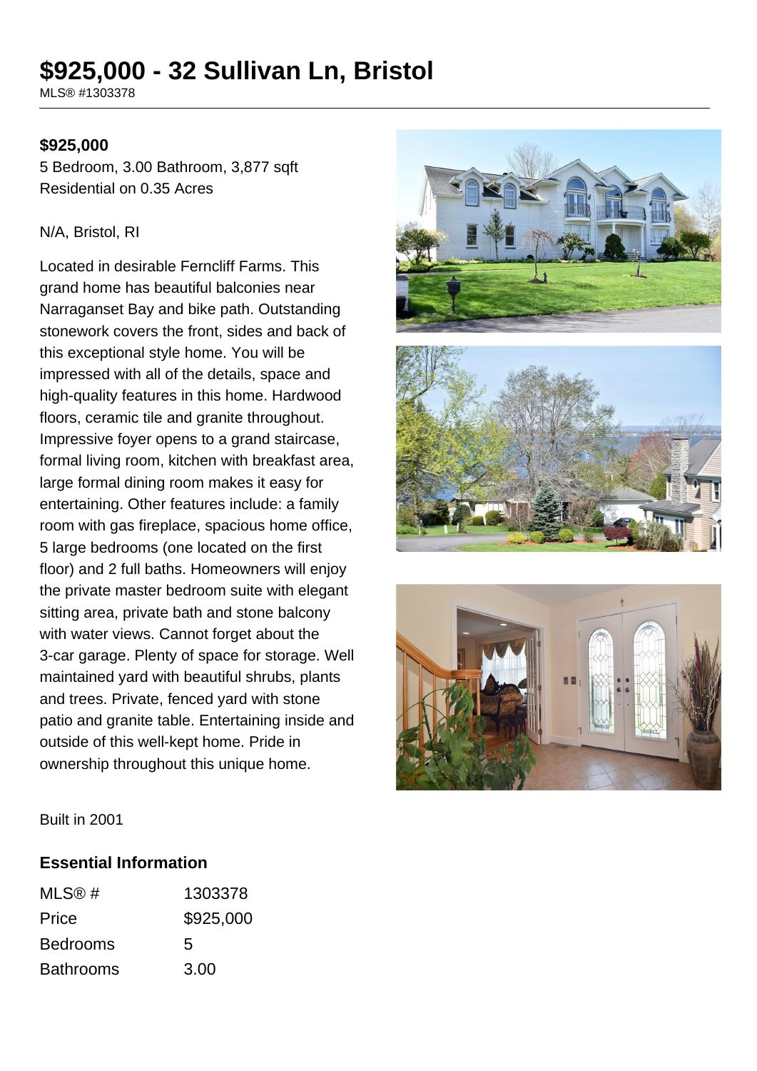# $925,000 - 32 Sullivan Ln, Bristol

MLS® #1303378

**$925,000**

5 Bedroom, 3.00 Bathroom, 3,877 sqft
Residential on 0.35 Acres

N/A, Bristol, RI

Located in desirable Ferncliff Farms. This grand home has beautiful balconies near Narraganset Bay and bike path. Outstanding stonework covers the front, sides and back of this exceptional style home. You will be impressed with all of the details, space and high-quality features in this home. Hardwood floors, ceramic tile and granite throughout. Impressive foyer opens to a grand staircase, formal living room, kitchen with breakfast area, large formal dining room makes it easy for entertaining. Other features include: a family room with gas fireplace, spacious home office, 5 large bedrooms (one located on the first floor) and 2 full baths. Homeowners will enjoy the private master bedroom suite with elegant sitting area, private bath and stone balcony with water views. Cannot forget about the 3-car garage. Plenty of space for storage. Well maintained yard with beautiful shrubs, plants and trees. Private, fenced yard with stone patio and granite table. Entertaining inside and outside of this well-kept home. Pride in ownership throughout this unique home.

Built in 2001

## Essential Information

| | |
|---|---|
| MLS® # | 1303378 |
| Price | $925,000 |
| Bedrooms | 5 |
| Bathrooms | 3.00 |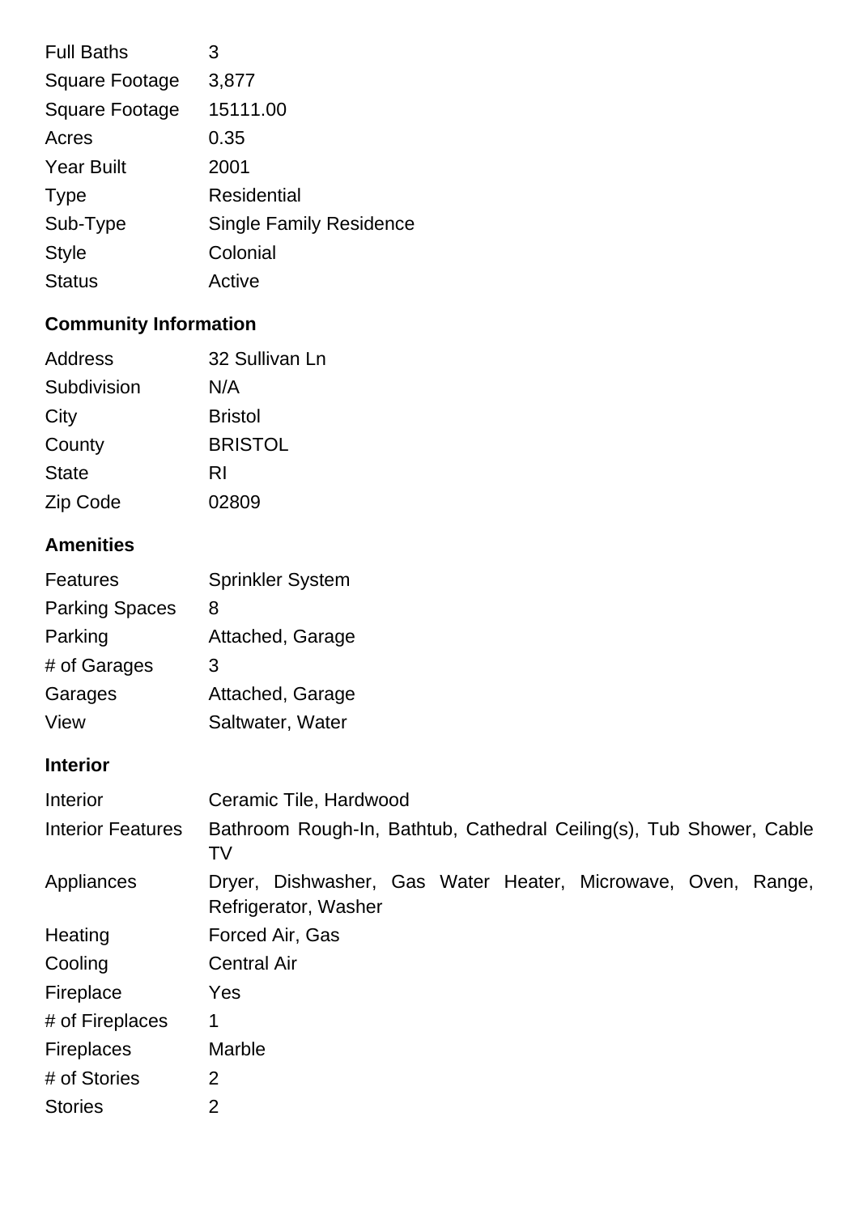| | |
|---|---|
| Full Baths | 3 |
| Square Footage | 3,877 |
| Square Footage | 15111.00 |
| Acres | 0.35 |
| Year Built | 2001 |
| Type | Residential |
| Sub-Type | Single Family Residence |
| Style | Colonial |
| Status | Active |

## Community Information

| | |
|---|---|
| Address | 32 Sullivan Ln |
| Subdivision | N/A |
| City | Bristol |
| County | BRISTOL |
| State | RI |
| Zip Code | 02809 |

## Amenities

| | |
|---|---|
| Features | Sprinkler System |
| Parking Spaces | 8 |
| Parking | Attached, Garage |
| # of Garages | 3 |
| Garages | Attached, Garage |
| View | Saltwater, Water |

## Interior

| | |
|---|---|
| Interior | Ceramic Tile, Hardwood |
| Interior Features | Bathroom Rough-In, Bathtub, Cathedral Ceiling(s), Tub Shower, Cable TV |
| Appliances | Dryer, Dishwasher, Gas Water Heater, Microwave, Oven, Range, Refrigerator, Washer |
| Heating | Forced Air, Gas |
| Cooling | Central Air |
| Fireplace | Yes |
| # of Fireplaces | 1 |
| Fireplaces | Marble |
| # of Stories | 2 |
| Stories | 2 |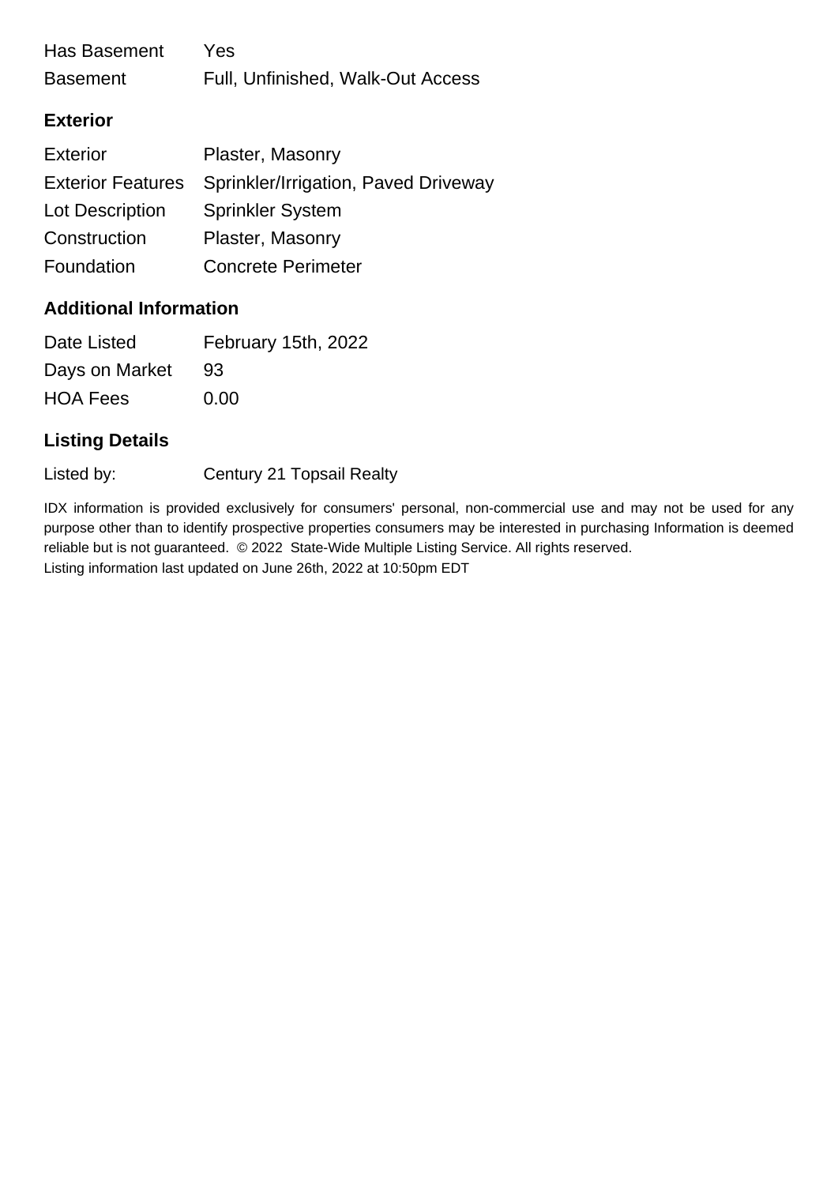| | |
|---|---|
| Has Basement | Yes |
| Basement | Full, Unfinished, Walk-Out Access |

### Exterior

| | |
|---|---|
| Exterior | Plaster, Masonry |
| Exterior Features | Sprinkler/Irrigation, Paved Driveway |
| Lot Description | Sprinkler System |
| Construction | Plaster, Masonry |
| Foundation | Concrete Perimeter |

### Additional Information

| | |
|---|---|
| Date Listed | February 15th, 2022 |
| Days on Market | 93 |
| HOA Fees | 0.00 |

### Listing Details

| | |
|---|---|
| Listed by: | Century 21 Topsail Realty |

IDX information is provided exclusively for consumers' personal, non-commercial use and may not be used for any purpose other than to identify prospective properties consumers may be interested in purchasing Information is deemed reliable but is not guaranteed. © 2022 State-Wide Multiple Listing Service. All rights reserved.

Listing information last updated on June 26th, 2022 at 10:50pm EDT